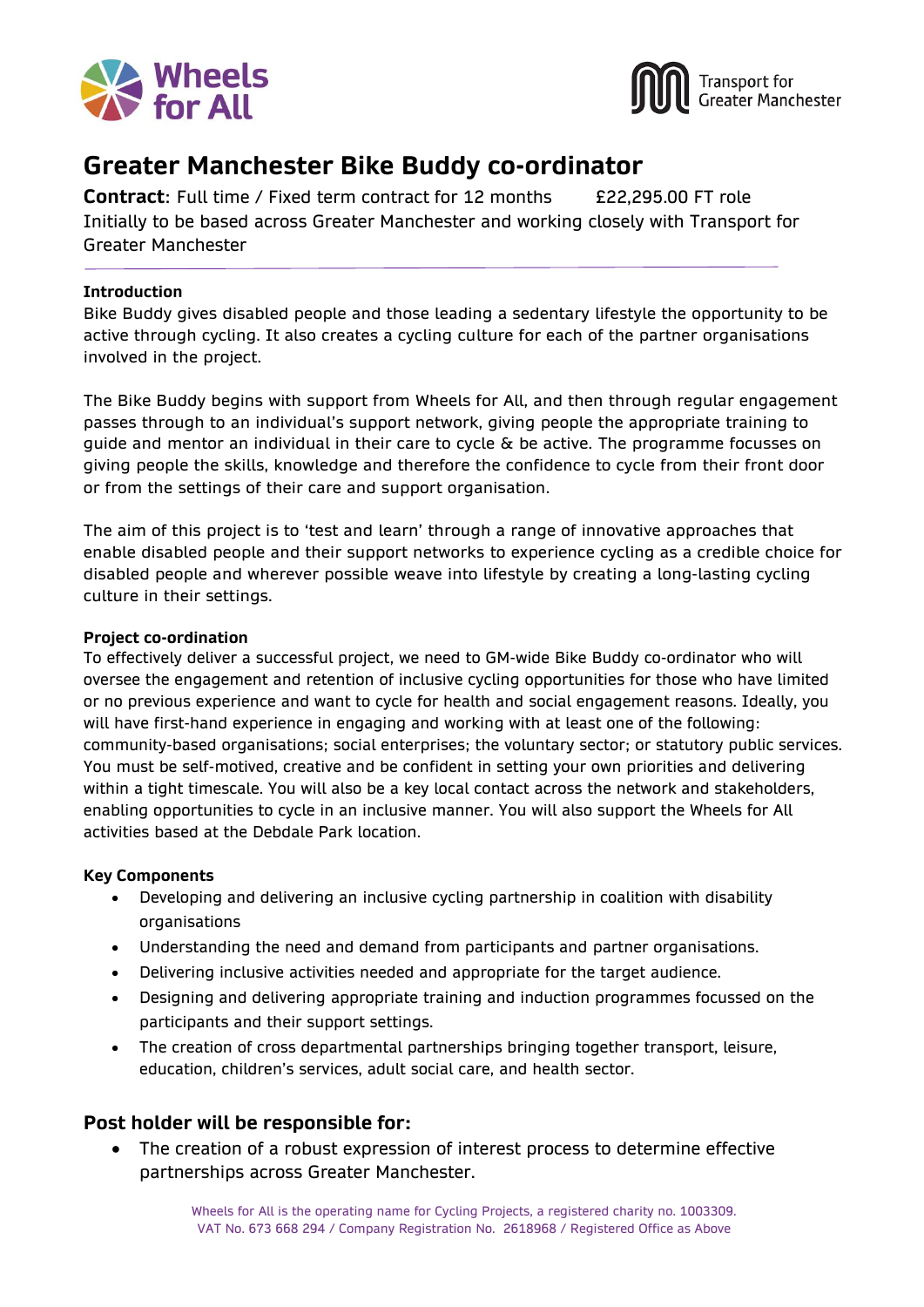Wheels for All

Transport for Greater Manchester

# Greater Manchester Bike Buddy co-ordinator

**Contract**: Full time / Fixed term contract for 12 months £22,295.00 FT role
Initially to be based across Greater Manchester and working closely with Transport for Greater Manchester

**Introduction**

Bike Buddy gives disabled people and those leading a sedentary lifestyle the opportunity to be active through cycling. It also creates a cycling culture for each of the partner organisations involved in the project.

The Bike Buddy begins with support from Wheels for All, and then through regular engagement passes through to an individual's support network, giving people the appropriate training to guide and mentor an individual in their care to cycle & be active. The programme focusses on giving people the skills, knowledge and therefore the confidence to cycle from their front door or from the settings of their care and support organisation.

The aim of this project is to 'test and learn' through a range of innovative approaches that enable disabled people and their support networks to experience cycling as a credible choice for disabled people and wherever possible weave into lifestyle by creating a long-lasting cycling culture in their settings.

**Project co-ordination**

To effectively deliver a successful project, we need to GM-wide Bike Buddy co-ordinator who will oversee the engagement and retention of inclusive cycling opportunities for those who have limited or no previous experience and want to cycle for health and social engagement reasons. Ideally, you will have first-hand experience in engaging and working with at least one of the following: community-based organisations; social enterprises; the voluntary sector; or statutory public services. You must be self-motived, creative and be confident in setting your own priorities and delivering within a tight timescale. You will also be a key local contact across the network and stakeholders, enabling opportunities to cycle in an inclusive manner. You will also support the Wheels for All activities based at the Debdale Park location.

**Key Components**

- Developing and delivering an inclusive cycling partnership in coalition with disability organisations
- Understanding the need and demand from participants and partner organisations.
- Delivering inclusive activities needed and appropriate for the target audience.
- Designing and delivering appropriate training and induction programmes focussed on the participants and their support settings.
- The creation of cross departmental partnerships bringing together transport, leisure, education, children's services, adult social care, and health sector.

## Post holder will be responsible for:

- The creation of a robust expression of interest process to determine effective partnerships across Greater Manchester.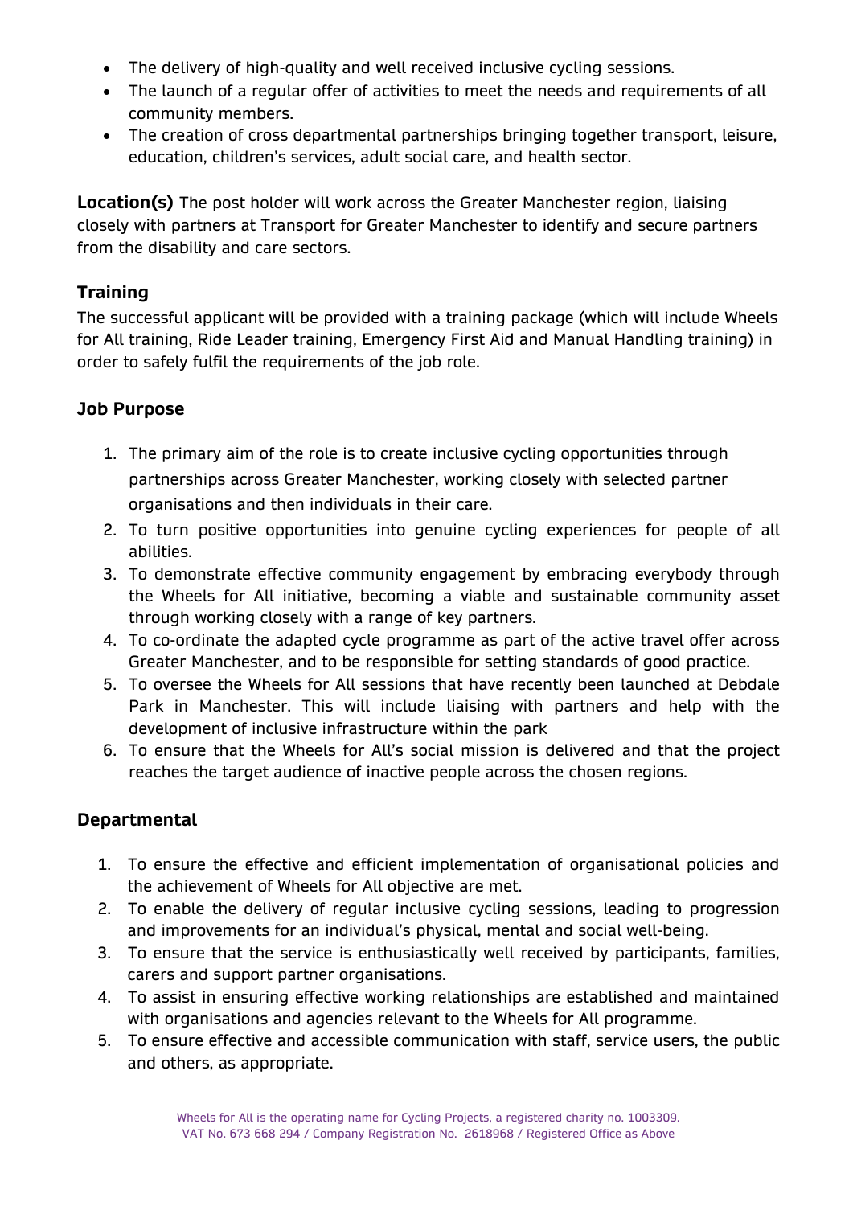- The delivery of high-quality and well received inclusive cycling sessions.
- The launch of a regular offer of activities to meet the needs and requirements of all community members.
- The creation of cross departmental partnerships bringing together transport, leisure, education, children's services, adult social care, and health sector.

**Location(s)** The post holder will work across the Greater Manchester region, liaising closely with partners at Transport for Greater Manchester to identify and secure partners from the disability and care sectors.

## Training

The successful applicant will be provided with a training package (which will include Wheels for All training, Ride Leader training, Emergency First Aid and Manual Handling training) in order to safely fulfil the requirements of the job role.

## Job Purpose

1. The primary aim of the role is to create inclusive cycling opportunities through partnerships across Greater Manchester, working closely with selected partner organisations and then individuals in their care.
2. To turn positive opportunities into genuine cycling experiences for people of all abilities.
3. To demonstrate effective community engagement by embracing everybody through the Wheels for All initiative, becoming a viable and sustainable community asset through working closely with a range of key partners.
4. To co-ordinate the adapted cycle programme as part of the active travel offer across Greater Manchester, and to be responsible for setting standards of good practice.
5. To oversee the Wheels for All sessions that have recently been launched at Debdale Park in Manchester. This will include liaising with partners and help with the development of inclusive infrastructure within the park
6. To ensure that the Wheels for All's social mission is delivered and that the project reaches the target audience of inactive people across the chosen regions.

## Departmental

1. To ensure the effective and efficient implementation of organisational policies and the achievement of Wheels for All objective are met.
2. To enable the delivery of regular inclusive cycling sessions, leading to progression and improvements for an individual's physical, mental and social well-being.
3. To ensure that the service is enthusiastically well received by participants, families, carers and support partner organisations.
4. To assist in ensuring effective working relationships are established and maintained with organisations and agencies relevant to the Wheels for All programme.
5. To ensure effective and accessible communication with staff, service users, the public and others, as appropriate.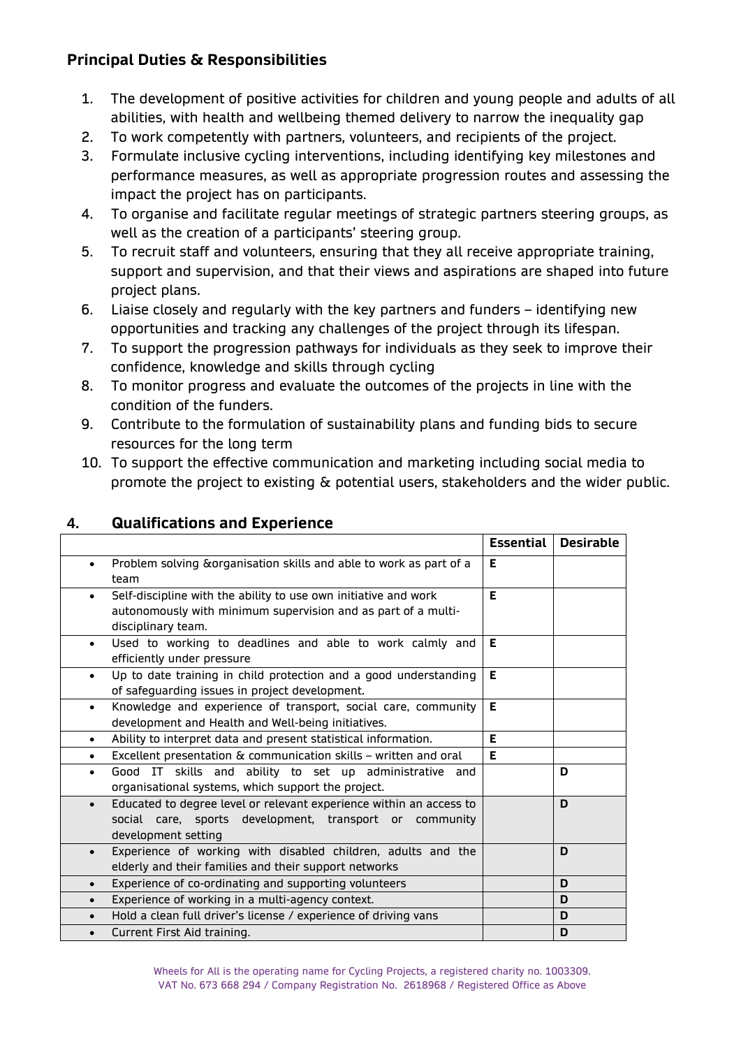## Principal Duties & Responsibilities

1. The development of positive activities for children and young people and adults of all abilities, with health and wellbeing themed delivery to narrow the inequality gap
2. To work competently with partners, volunteers, and recipients of the project.
3. Formulate inclusive cycling interventions, including identifying key milestones and performance measures, as well as appropriate progression routes and assessing the impact the project has on participants.
4. To organise and facilitate regular meetings of strategic partners steering groups, as well as the creation of a participants' steering group.
5. To recruit staff and volunteers, ensuring that they all receive appropriate training, support and supervision, and that their views and aspirations are shaped into future project plans.
6. Liaise closely and regularly with the key partners and funders – identifying new opportunities and tracking any challenges of the project through its lifespan.
7. To support the progression pathways for individuals as they seek to improve their confidence, knowledge and skills through cycling
8. To monitor progress and evaluate the outcomes of the projects in line with the condition of the funders.
9. Contribute to the formulation of sustainability plans and funding bids to secure resources for the long term
10. To support the effective communication and marketing including social media to promote the project to existing & potential users, stakeholders and the wider public.

## 4. Qualifications and Experience

| | Essential | Desirable |
|---|---|---|
| • Problem solving &organisation skills and able to work as part of a team | E | |
| • Self-discipline with the ability to use own initiative and work autonomously with minimum supervision and as part of a multi-disciplinary team. | E | |
| • Used to working to deadlines and able to work calmly and efficiently under pressure | E | |
| • Up to date training in child protection and a good understanding of safeguarding issues in project development. | E | |
| • Knowledge and experience of transport, social care, community development and Health and Well-being initiatives. | E | |
| • Ability to interpret data and present statistical information. | E | |
| • Excellent presentation & communication skills – written and oral | E | |
| • Good IT skills and ability to set up administrative and organisational systems, which support the project. | | D |
| • Educated to degree level or relevant experience within an access to social care, sports development, transport or community development setting | | D |
| • Experience of working with disabled children, adults and the elderly and their families and their support networks | | D |
| • Experience of co-ordinating and supporting volunteers | | D |
| • Experience of working in a multi-agency context. | | D |
| • Hold a clean full driver's license / experience of driving vans | | D |
| • Current First Aid training. | | D |

Wheels for All is the operating name for Cycling Projects, a registered charity no. 1003309.
VAT No. 673 668 294 / Company Registration No. 2618968 / Registered Office as Above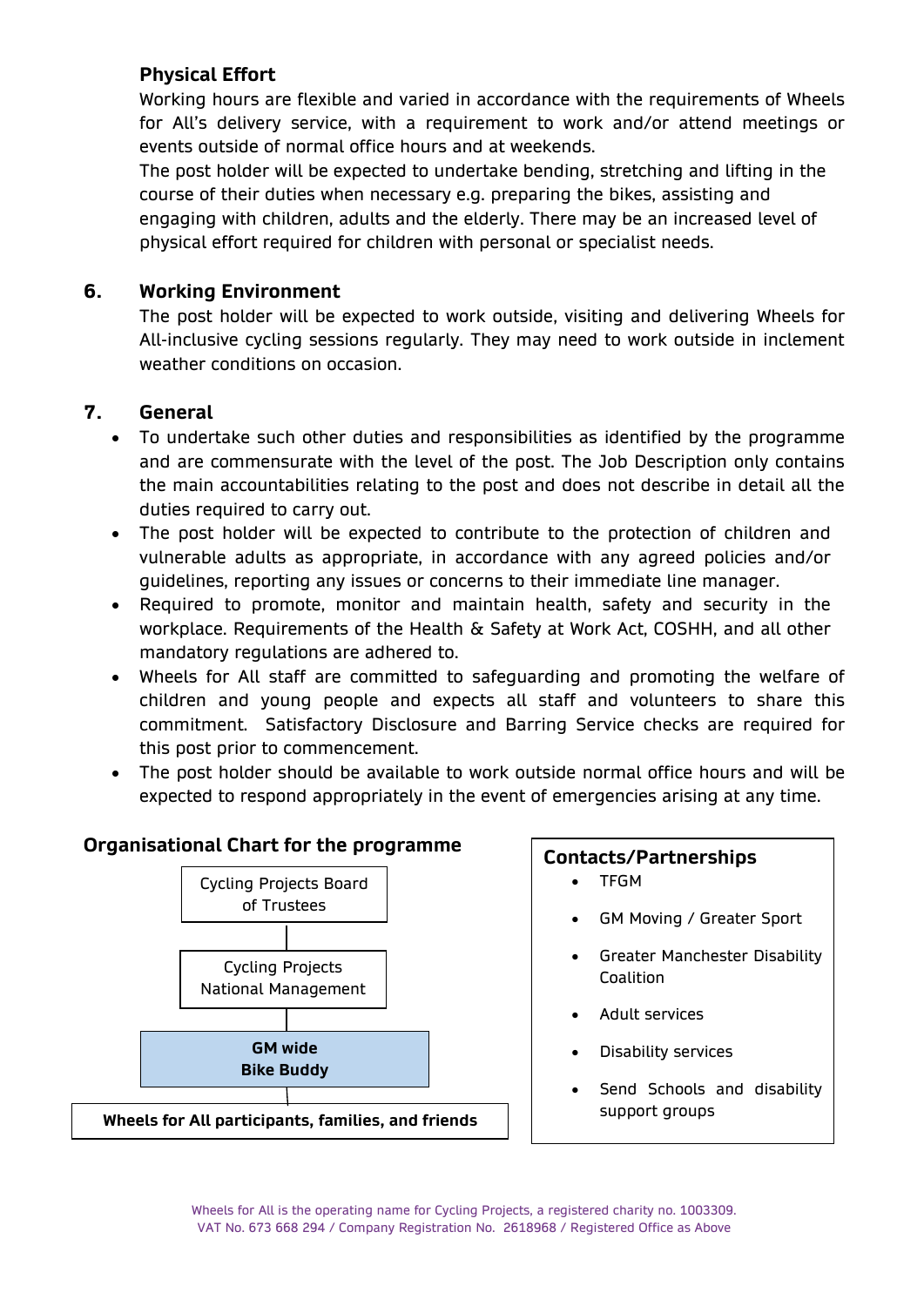### Physical Effort

Working hours are flexible and varied in accordance with the requirements of Wheels for All's delivery service, with a requirement to work and/or attend meetings or events outside of normal office hours and at weekends.

The post holder will be expected to undertake bending, stretching and lifting in the course of their duties when necessary e.g. preparing the bikes, assisting and engaging with children, adults and the elderly. There may be an increased level of physical effort required for children with personal or specialist needs.

## 6. Working Environment

The post holder will be expected to work outside, visiting and delivering Wheels for All-inclusive cycling sessions regularly. They may need to work outside in inclement weather conditions on occasion.

## 7. General

- To undertake such other duties and responsibilities as identified by the programme and are commensurate with the level of the post. The Job Description only contains the main accountabilities relating to the post and does not describe in detail all the duties required to carry out.
- The post holder will be expected to contribute to the protection of children and vulnerable adults as appropriate, in accordance with any agreed policies and/or guidelines, reporting any issues or concerns to their immediate line manager.
- Required to promote, monitor and maintain health, safety and security in the workplace. Requirements of the Health & Safety at Work Act, COSHH, and all other mandatory regulations are adhered to.
- Wheels for All staff are committed to safeguarding and promoting the welfare of children and young people and expects all staff and volunteers to share this commitment. Satisfactory Disclosure and Barring Service checks are required for this post prior to commencement.
- The post holder should be available to work outside normal office hours and will be expected to respond appropriately in the event of emergencies arising at any time.

### Organisational Chart for the programme

- Cycling Projects Board of Trustees
- Cycling Projects National Management
- **GM wide Bike Buddy**
- **Wheels for All participants, families, and friends**

### Contacts/Partnerships

- TFGM
- GM Moving / Greater Sport
- Greater Manchester Disability Coalition
- Adult services
- Disability services
- Send Schools and disability support groups

Wheels for All is the operating name for Cycling Projects, a registered charity no. 1003309.
VAT No. 673 668 294 / Company Registration No. 2618968 / Registered Office as Above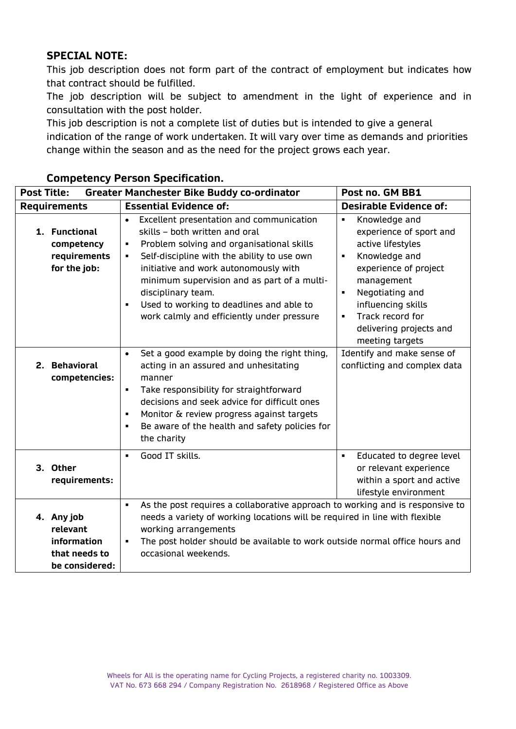**SPECIAL NOTE:**

This job description does not form part of the contract of employment but indicates how that contract should be fulfilled.

The job description will be subject to amendment in the light of experience and in consultation with the post holder.

This job description is not a complete list of duties but is intended to give a general indication of the range of work undertaken. It will vary over time as demands and priorities change within the season and as the need for the project grows each year.

## Competency Person Specification.

| **Post Title: Greater Manchester Bike Buddy co-ordinator** | | **Post no. GM BB1** |
|---|---|---|
| **Requirements** | **Essential Evidence of:** | **Desirable Evidence of:** |
| **1. Functional competency requirements for the job:** | • Excellent presentation and communication skills – both written and oral<br>▪ Problem solving and organisational skills<br>▪ Self-discipline with the ability to use own initiative and work autonomously with minimum supervision and as part of a multi-disciplinary team.<br>▪ Used to working to deadlines and able to work calmly and efficiently under pressure | ▪ Knowledge and experience of sport and active lifestyles<br>▪ Knowledge and experience of project management<br>▪ Negotiating and influencing skills<br>▪ Track record for delivering projects and meeting targets |
| **2. Behavioral competencies:** | • Set a good example by doing the right thing, acting in an assured and unhesitating manner<br>▪ Take responsibility for straightforward decisions and seek advice for difficult ones<br>▪ Monitor & review progress against targets<br>▪ Be aware of the health and safety policies for the charity | Identify and make sense of conflicting and complex data |
| **3. Other requirements:** | ▪ Good IT skills. | ▪ Educated to degree level or relevant experience within a sport and active lifestyle environment |
| **4. Any job relevant information that needs to be considered:** | ▪ As the post requires a collaborative approach to working and is responsive to needs a variety of working locations will be required in line with flexible working arrangements<br>▪ The post holder should be available to work outside normal office hours and occasional weekends. | |